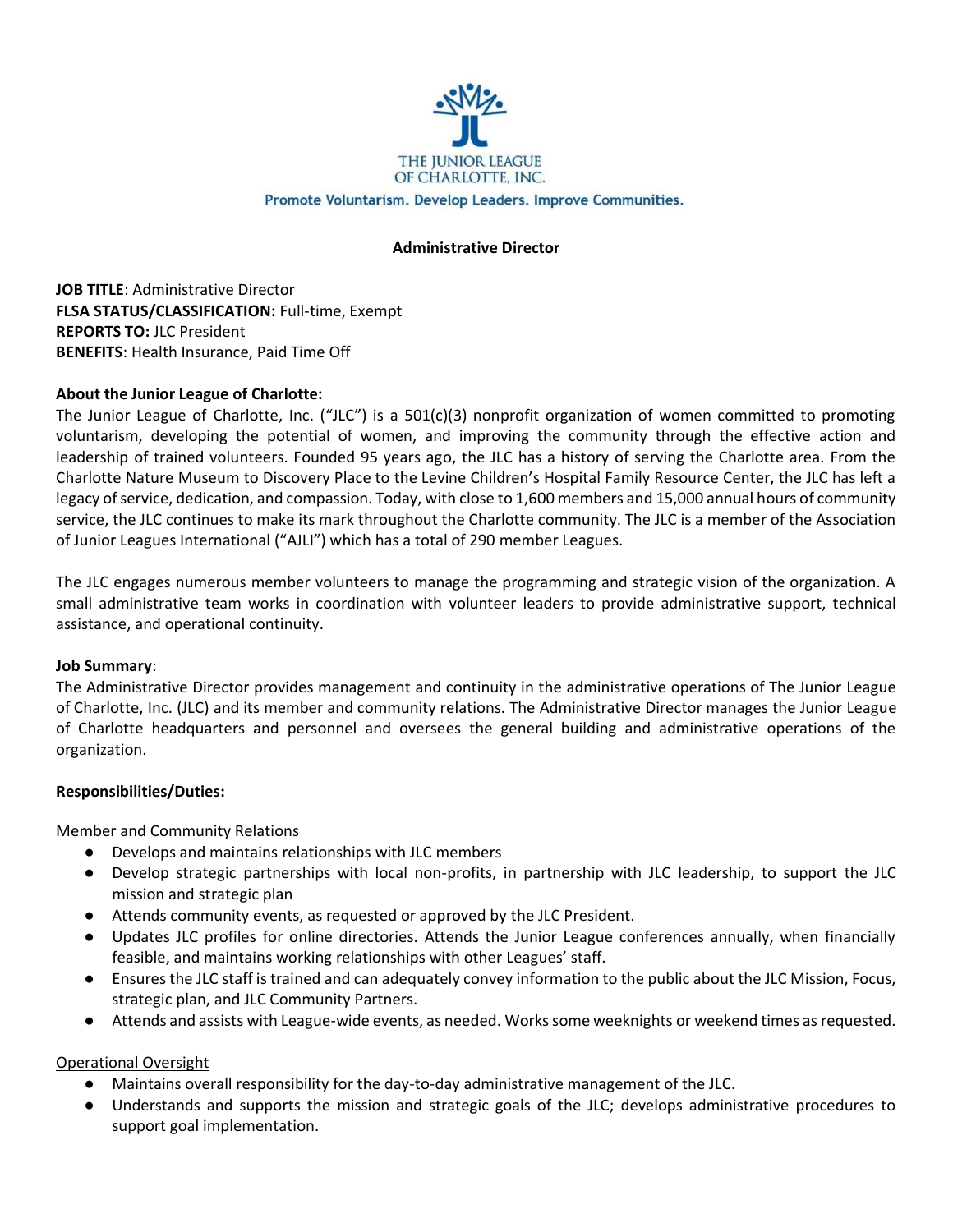THE JUNIOR LEAGUE
OF CHARLOTTE, INC.

Promote Voluntarism. Develop Leaders. Improve Communities.

**Administrative Director**

**JOB TITLE**: Administrative Director
**FLSA STATUS/CLASSIFICATION:** Full-time, Exempt
**REPORTS TO:** JLC President
**BENEFITS**: Health Insurance, Paid Time Off

**About the Junior League of Charlotte:**

The Junior League of Charlotte, Inc. ("JLC") is a 501(c)(3) nonprofit organization of women committed to promoting voluntarism, developing the potential of women, and improving the community through the effective action and leadership of trained volunteers. Founded 95 years ago, the JLC has a history of serving the Charlotte area. From the Charlotte Nature Museum to Discovery Place to the Levine Children's Hospital Family Resource Center, the JLC has left a legacy of service, dedication, and compassion. Today, with close to 1,600 members and 15,000 annual hours of community service, the JLC continues to make its mark throughout the Charlotte community. The JLC is a member of the Association of Junior Leagues International ("AJLI") which has a total of 290 member Leagues.

The JLC engages numerous member volunteers to manage the programming and strategic vision of the organization. A small administrative team works in coordination with volunteer leaders to provide administrative support, technical assistance, and operational continuity.

**Job Summary**:

The Administrative Director provides management and continuity in the administrative operations of The Junior League of Charlotte, Inc. (JLC) and its member and community relations. The Administrative Director manages the Junior League of Charlotte headquarters and personnel and oversees the general building and administrative operations of the organization.

**Responsibilities/Duties:**

<u>Member and Community Relations</u>

- Develops and maintains relationships with JLC members
- Develop strategic partnerships with local non-profits, in partnership with JLC leadership, to support the JLC mission and strategic plan
- Attends community events, as requested or approved by the JLC President.
- Updates JLC profiles for online directories. Attends the Junior League conferences annually, when financially feasible, and maintains working relationships with other Leagues' staff.
- Ensures the JLC staff is trained and can adequately convey information to the public about the JLC Mission, Focus, strategic plan, and JLC Community Partners.
- Attends and assists with League-wide events, as needed. Works some weeknights or weekend times as requested.

<u>Operational Oversight</u>

- Maintains overall responsibility for the day-to-day administrative management of the JLC.
- Understands and supports the mission and strategic goals of the JLC; develops administrative procedures to support goal implementation.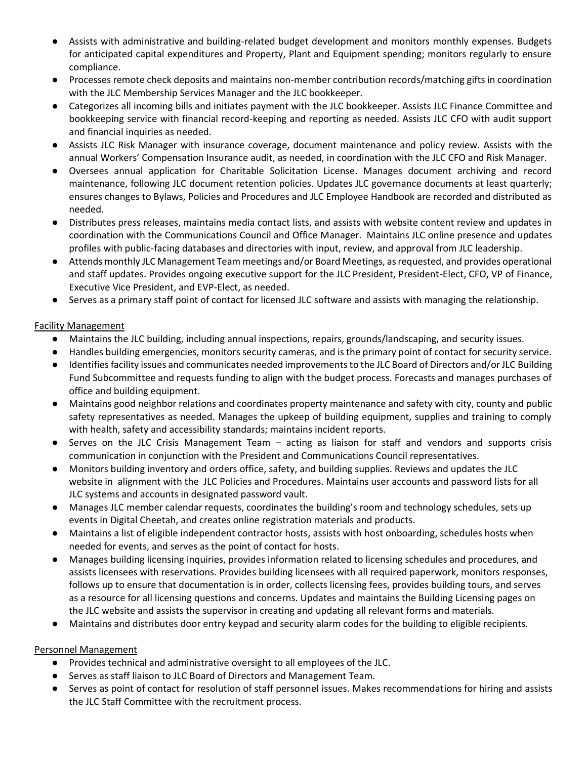- Assists with administrative and building-related budget development and monitors monthly expenses. Budgets for anticipated capital expenditures and Property, Plant and Equipment spending; monitors regularly to ensure compliance.
- Processes remote check deposits and maintains non-member contribution records/matching gifts in coordination with the JLC Membership Services Manager and the JLC bookkeeper.
- Categorizes all incoming bills and initiates payment with the JLC bookkeeper. Assists JLC Finance Committee and bookkeeping service with financial record-keeping and reporting as needed. Assists JLC CFO with audit support and financial inquiries as needed.
- Assists JLC Risk Manager with insurance coverage, document maintenance and policy review. Assists with the annual Workers' Compensation Insurance audit, as needed, in coordination with the JLC CFO and Risk Manager.
- Oversees annual application for Charitable Solicitation License. Manages document archiving and record maintenance, following JLC document retention policies. Updates JLC governance documents at least quarterly; ensures changes to Bylaws, Policies and Procedures and JLC Employee Handbook are recorded and distributed as needed.
- Distributes press releases, maintains media contact lists, and assists with website content review and updates in coordination with the Communications Council and Office Manager. Maintains JLC online presence and updates profiles with public-facing databases and directories with input, review, and approval from JLC leadership.
- Attends monthly JLC Management Team meetings and/or Board Meetings, as requested, and provides operational and staff updates. Provides ongoing executive support for the JLC President, President-Elect, CFO, VP of Finance, Executive Vice President, and EVP-Elect, as needed.
- Serves as a primary staff point of contact for licensed JLC software and assists with managing the relationship.

<u>Facility Management</u>

- Maintains the JLC building, including annual inspections, repairs, grounds/landscaping, and security issues.
- Handles building emergencies, monitors security cameras, and is the primary point of contact for security service.
- Identifies facility issues and communicates needed improvements to the JLC Board of Directors and/or JLC Building Fund Subcommittee and requests funding to align with the budget process. Forecasts and manages purchases of office and building equipment.
- Maintains good neighbor relations and coordinates property maintenance and safety with city, county and public safety representatives as needed. Manages the upkeep of building equipment, supplies and training to comply with health, safety and accessibility standards; maintains incident reports.
- Serves on the JLC Crisis Management Team – acting as liaison for staff and vendors and supports crisis communication in conjunction with the President and Communications Council representatives.
- Monitors building inventory and orders office, safety, and building supplies. Reviews and updates the JLC website in alignment with the JLC Policies and Procedures. Maintains user accounts and password lists for all JLC systems and accounts in designated password vault.
- Manages JLC member calendar requests, coordinates the building's room and technology schedules, sets up events in Digital Cheetah, and creates online registration materials and products.
- Maintains a list of eligible independent contractor hosts, assists with host onboarding, schedules hosts when needed for events, and serves as the point of contact for hosts.
- Manages building licensing inquiries, provides information related to licensing schedules and procedures, and assists licensees with reservations. Provides building licensees with all required paperwork, monitors responses, follows up to ensure that documentation is in order, collects licensing fees, provides building tours, and serves as a resource for all licensing questions and concerns. Updates and maintains the Building Licensing pages on the JLC website and assists the supervisor in creating and updating all relevant forms and materials.
- Maintains and distributes door entry keypad and security alarm codes for the building to eligible recipients.

<u>Personnel Management</u>

- Provides technical and administrative oversight to all employees of the JLC.
- Serves as staff liaison to JLC Board of Directors and Management Team.
- Serves as point of contact for resolution of staff personnel issues. Makes recommendations for hiring and assists the JLC Staff Committee with the recruitment process.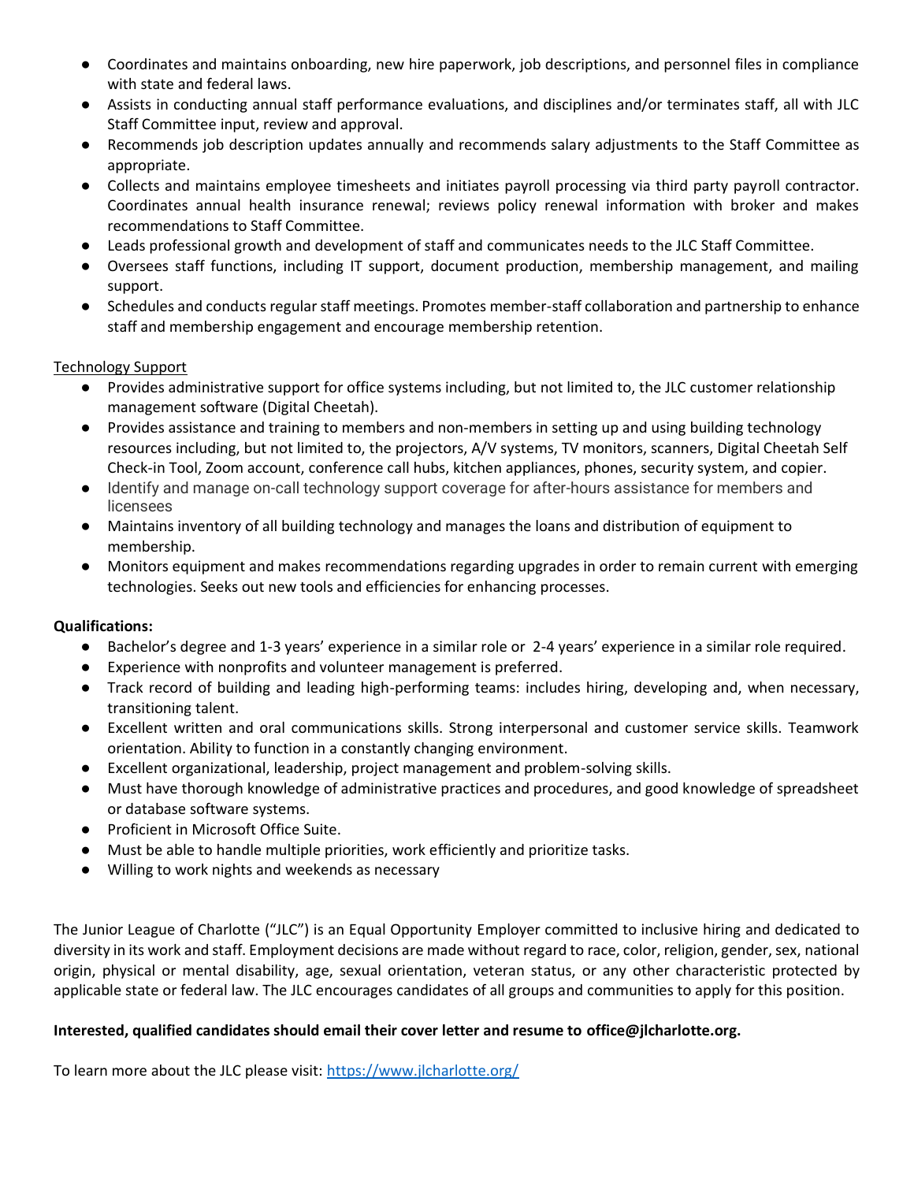- Coordinates and maintains onboarding, new hire paperwork, job descriptions, and personnel files in compliance with state and federal laws.
- Assists in conducting annual staff performance evaluations, and disciplines and/or terminates staff, all with JLC Staff Committee input, review and approval.
- Recommends job description updates annually and recommends salary adjustments to the Staff Committee as appropriate.
- Collects and maintains employee timesheets and initiates payroll processing via third party payroll contractor. Coordinates annual health insurance renewal; reviews policy renewal information with broker and makes recommendations to Staff Committee.
- Leads professional growth and development of staff and communicates needs to the JLC Staff Committee.
- Oversees staff functions, including IT support, document production, membership management, and mailing support.
- Schedules and conducts regular staff meetings. Promotes member-staff collaboration and partnership to enhance staff and membership engagement and encourage membership retention.

<u>Technology Support</u>

- Provides administrative support for office systems including, but not limited to, the JLC customer relationship management software (Digital Cheetah).
- Provides assistance and training to members and non-members in setting up and using building technology resources including, but not limited to, the projectors, A/V systems, TV monitors, scanners, Digital Cheetah Self Check-in Tool, Zoom account, conference call hubs, kitchen appliances, phones, security system, and copier.
- Identify and manage on-call technology support coverage for after-hours assistance for members and licensees
- Maintains inventory of all building technology and manages the loans and distribution of equipment to membership.
- Monitors equipment and makes recommendations regarding upgrades in order to remain current with emerging technologies. Seeks out new tools and efficiencies for enhancing processes.

**Qualifications:**

- Bachelor's degree and 1-3 years' experience in a similar role or 2-4 years' experience in a similar role required.
- Experience with nonprofits and volunteer management is preferred.
- Track record of building and leading high-performing teams: includes hiring, developing and, when necessary, transitioning talent.
- Excellent written and oral communications skills. Strong interpersonal and customer service skills. Teamwork orientation. Ability to function in a constantly changing environment.
- Excellent organizational, leadership, project management and problem-solving skills.
- Must have thorough knowledge of administrative practices and procedures, and good knowledge of spreadsheet or database software systems.
- Proficient in Microsoft Office Suite.
- Must be able to handle multiple priorities, work efficiently and prioritize tasks.
- Willing to work nights and weekends as necessary

The Junior League of Charlotte ("JLC") is an Equal Opportunity Employer committed to inclusive hiring and dedicated to diversity in its work and staff. Employment decisions are made without regard to race, color, religion, gender, sex, national origin, physical or mental disability, age, sexual orientation, veteran status, or any other characteristic protected by applicable state or federal law. The JLC encourages candidates of all groups and communities to apply for this position.

**Interested, qualified candidates should email their cover letter and resume to office@jlcharlotte.org.**

To learn more about the JLC please visit: [https://www.jlcharlotte.org/](https://www.jlcharlotte.org/)